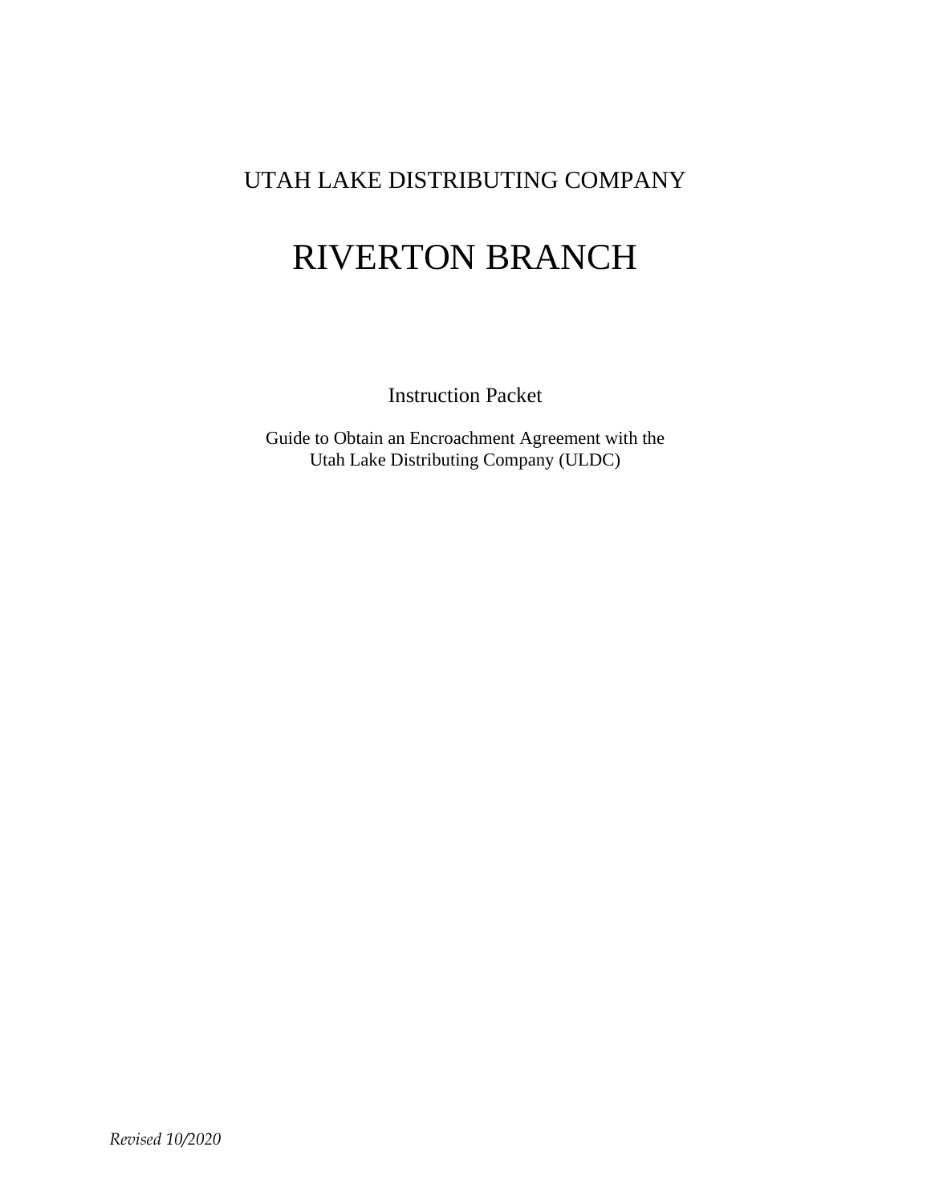UTAH LAKE DISTRIBUTING COMPANY

# RIVERTON BRANCH

Instruction Packet

Guide to Obtain an Encroachment Agreement with the
Utah Lake Distributing Company (ULDC)

*Revised 10/2020*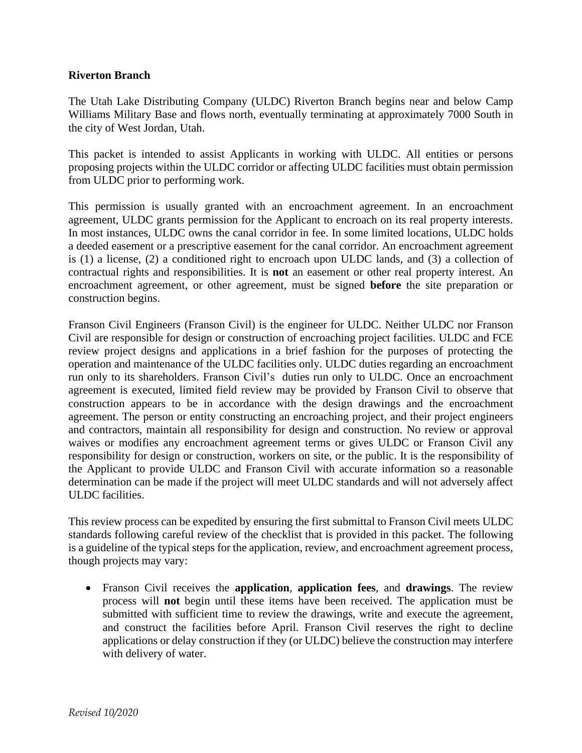**Riverton Branch**

The Utah Lake Distributing Company (ULDC) Riverton Branch begins near and below Camp Williams Military Base and flows north, eventually terminating at approximately 7000 South in the city of West Jordan, Utah.

This packet is intended to assist Applicants in working with ULDC. All entities or persons proposing projects within the ULDC corridor or affecting ULDC facilities must obtain permission from ULDC prior to performing work.

This permission is usually granted with an encroachment agreement. In an encroachment agreement, ULDC grants permission for the Applicant to encroach on its real property interests. In most instances, ULDC owns the canal corridor in fee. In some limited locations, ULDC holds a deeded easement or a prescriptive easement for the canal corridor. An encroachment agreement is (1) a license, (2) a conditioned right to encroach upon ULDC lands, and (3) a collection of contractual rights and responsibilities. It is **not** an easement or other real property interest. An encroachment agreement, or other agreement, must be signed **before** the site preparation or construction begins.

Franson Civil Engineers (Franson Civil) is the engineer for ULDC. Neither ULDC nor Franson Civil are responsible for design or construction of encroaching project facilities. ULDC and FCE review project designs and applications in a brief fashion for the purposes of protecting the operation and maintenance of the ULDC facilities only. ULDC duties regarding an encroachment run only to its shareholders. Franson Civil's duties run only to ULDC. Once an encroachment agreement is executed, limited field review may be provided by Franson Civil to observe that construction appears to be in accordance with the design drawings and the encroachment agreement. The person or entity constructing an encroaching project, and their project engineers and contractors, maintain all responsibility for design and construction. No review or approval waives or modifies any encroachment agreement terms or gives ULDC or Franson Civil any responsibility for design or construction, workers on site, or the public. It is the responsibility of the Applicant to provide ULDC and Franson Civil with accurate information so a reasonable determination can be made if the project will meet ULDC standards and will not adversely affect ULDC facilities.

This review process can be expedited by ensuring the first submittal to Franson Civil meets ULDC standards following careful review of the checklist that is provided in this packet. The following is a guideline of the typical steps for the application, review, and encroachment agreement process, though projects may vary:

- Franson Civil receives the **application**, **application fees**, and **drawings**. The review process will **not** begin until these items have been received. The application must be submitted with sufficient time to review the drawings, write and execute the agreement, and construct the facilities before April. Franson Civil reserves the right to decline applications or delay construction if they (or ULDC) believe the construction may interfere with delivery of water.

*Revised 10/2020*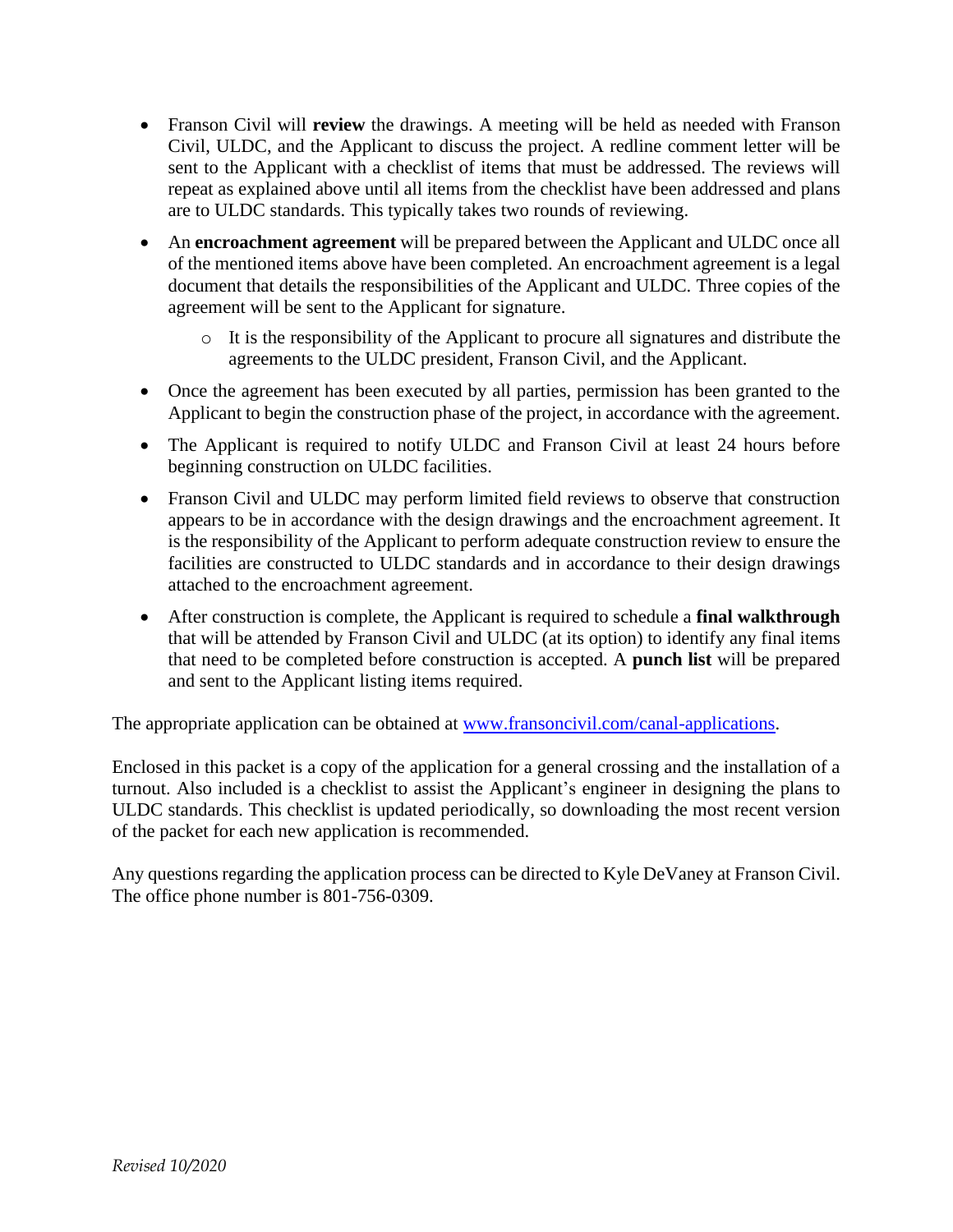- Franson Civil will **review** the drawings. A meeting will be held as needed with Franson Civil, ULDC, and the Applicant to discuss the project. A redline comment letter will be sent to the Applicant with a checklist of items that must be addressed. The reviews will repeat as explained above until all items from the checklist have been addressed and plans are to ULDC standards. This typically takes two rounds of reviewing.
- An **encroachment agreement** will be prepared between the Applicant and ULDC once all of the mentioned items above have been completed. An encroachment agreement is a legal document that details the responsibilities of the Applicant and ULDC. Three copies of the agreement will be sent to the Applicant for signature.
  - It is the responsibility of the Applicant to procure all signatures and distribute the agreements to the ULDC president, Franson Civil, and the Applicant.
- Once the agreement has been executed by all parties, permission has been granted to the Applicant to begin the construction phase of the project, in accordance with the agreement.
- The Applicant is required to notify ULDC and Franson Civil at least 24 hours before beginning construction on ULDC facilities.
- Franson Civil and ULDC may perform limited field reviews to observe that construction appears to be in accordance with the design drawings and the encroachment agreement. It is the responsibility of the Applicant to perform adequate construction review to ensure the facilities are constructed to ULDC standards and in accordance to their design drawings attached to the encroachment agreement.
- After construction is complete, the Applicant is required to schedule a **final walkthrough** that will be attended by Franson Civil and ULDC (at its option) to identify any final items that need to be completed before construction is accepted. A **punch list** will be prepared and sent to the Applicant listing items required.

The appropriate application can be obtained at [www.fransoncivil.com/canal-applications](http://www.fransoncivil.com/canal-applications).

Enclosed in this packet is a copy of the application for a general crossing and the installation of a turnout. Also included is a checklist to assist the Applicant's engineer in designing the plans to ULDC standards. This checklist is updated periodically, so downloading the most recent version of the packet for each new application is recommended.

Any questions regarding the application process can be directed to Kyle DeVaney at Franson Civil. The office phone number is 801-756-0309.

*Revised 10/2020*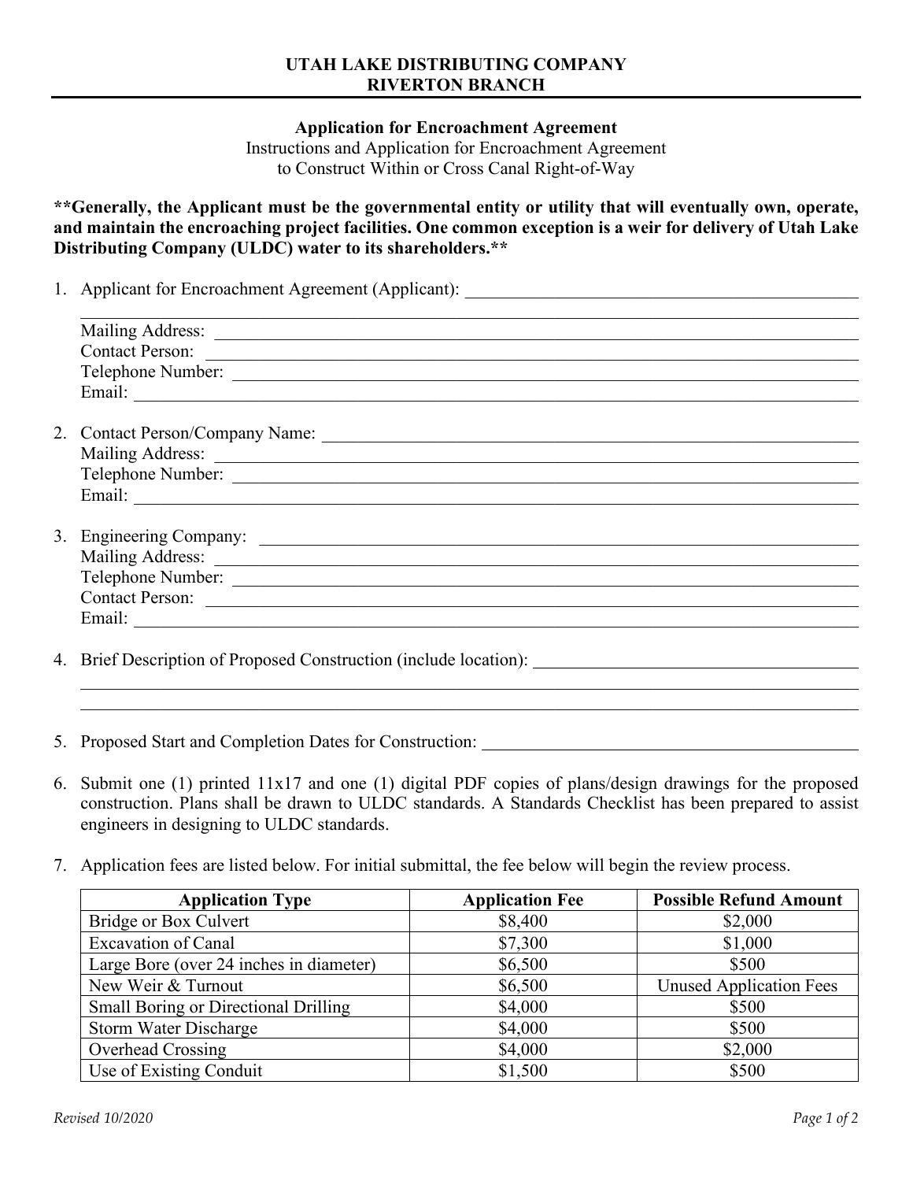# UTAH LAKE DISTRIBUTING COMPANY
# RIVERTON BRANCH

## Application for Encroachment Agreement

Instructions and Application for Encroachment Agreement
to Construct Within or Cross Canal Right-of-Way

****Generally, the Applicant must be the governmental entity or utility that will eventually own, operate, and maintain the encroaching project facilities. One common exception is a weir for delivery of Utah Lake Distributing Company (ULDC) water to its shareholders.****

1. Applicant for Encroachment Agreement (Applicant): ______________________________

   ______________________________
   Mailing Address: ______________________________
   Contact Person: ______________________________
   Telephone Number: ______________________________
   Email: ______________________________

2. Contact Person/Company Name: ______________________________
   Mailing Address: ______________________________
   Telephone Number: ______________________________
   Email: ______________________________

3. Engineering Company: ______________________________
   Mailing Address: ______________________________
   Telephone Number: ______________________________
   Contact Person: ______________________________
   Email: ______________________________

4. Brief Description of Proposed Construction (include location): ______________________________

   ______________________________
   ______________________________

5. Proposed Start and Completion Dates for Construction: ______________________________

6. Submit one (1) printed 11x17 and one (1) digital PDF copies of plans/design drawings for the proposed construction. Plans shall be drawn to ULDC standards. A Standards Checklist has been prepared to assist engineers in designing to ULDC standards.

7. Application fees are listed below. For initial submittal, the fee below will begin the review process.

| Application Type | Application Fee | Possible Refund Amount |
|---|---|---|
| Bridge or Box Culvert | $8,400 | $2,000 |
| Excavation of Canal | $7,300 | $1,000 |
| Large Bore (over 24 inches in diameter) | $6,500 | $500 |
| New Weir & Turnout | $6,500 | Unused Application Fees |
| Small Boring or Directional Drilling | $4,000 | $500 |
| Storm Water Discharge | $4,000 | $500 |
| Overhead Crossing | $4,000 | $2,000 |
| Use of Existing Conduit | $1,500 | $500 |

*Revised 10/2020*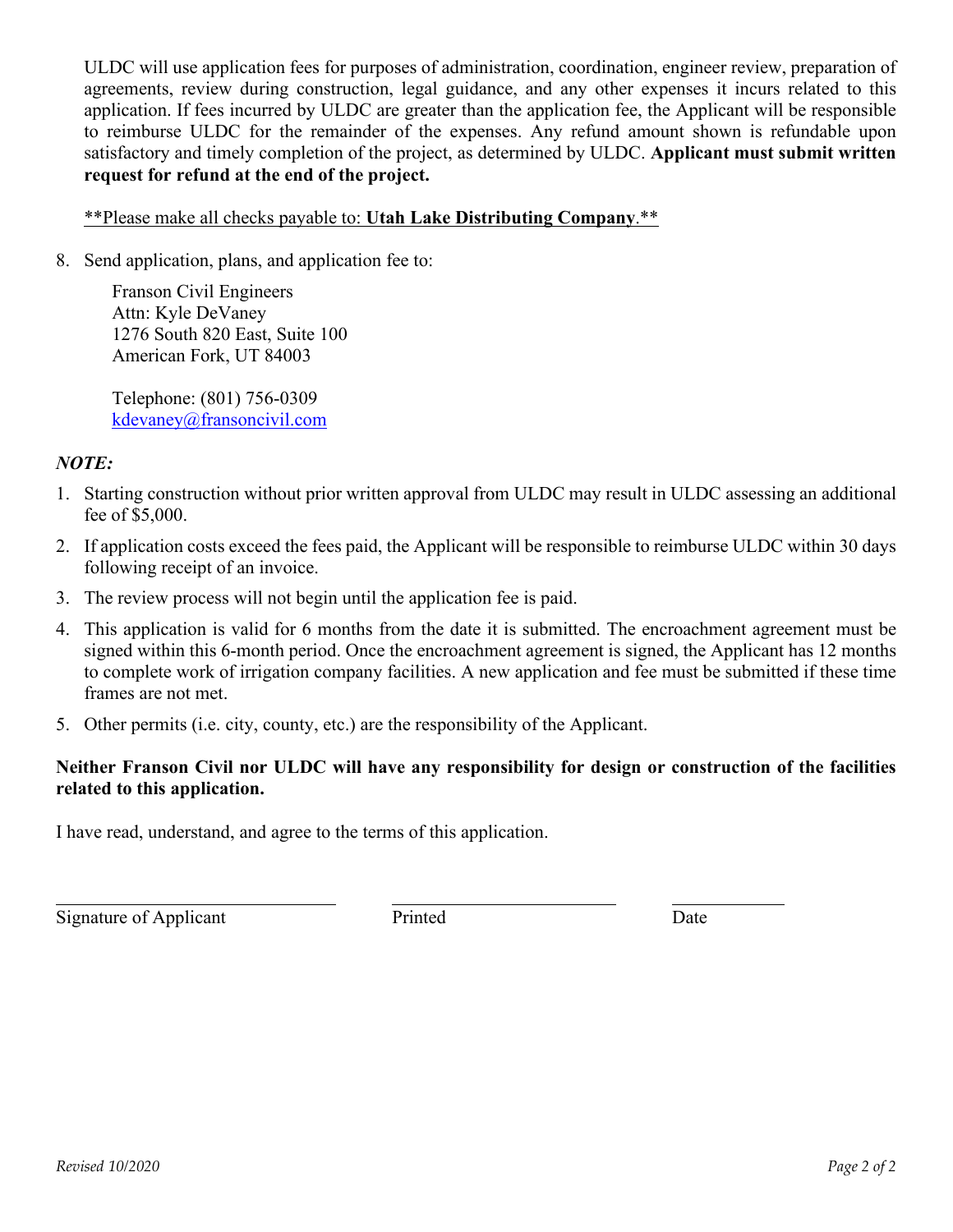ULDC will use application fees for purposes of administration, coordination, engineer review, preparation of agreements, review during construction, legal guidance, and any other expenses it incurs related to this application. If fees incurred by ULDC are greater than the application fee, the Applicant will be responsible to reimburse ULDC for the remainder of the expenses. Any refund amount shown is refundable upon satisfactory and timely completion of the project, as determined by ULDC. **Applicant must submit written request for refund at the end of the project.**

**Please make all checks payable to: **Utah Lake Distributing Company**.**

8. Send application, plans, and application fee to:

   Franson Civil Engineers
   Attn: Kyle DeVaney
   1276 South 820 East, Suite 100
   American Fork, UT 84003

   Telephone: (801) 756-0309
   kdevaney@fransoncivil.com

***NOTE:***

1. Starting construction without prior written approval from ULDC may result in ULDC assessing an additional fee of $5,000.
2. If application costs exceed the fees paid, the Applicant will be responsible to reimburse ULDC within 30 days following receipt of an invoice.
3. The review process will not begin until the application fee is paid.
4. This application is valid for 6 months from the date it is submitted. The encroachment agreement must be signed within this 6-month period. Once the encroachment agreement is signed, the Applicant has 12 months to complete work of irrigation company facilities. A new application and fee must be submitted if these time frames are not met.
5. Other permits (i.e. city, county, etc.) are the responsibility of the Applicant.

**Neither Franson Civil nor ULDC will have any responsibility for design or construction of the facilities related to this application.**

I have read, understand, and agree to the terms of this application.

\_\_\_\_\_\_\_\_\_\_\_\_\_\_\_\_\_\_\_\_\_\_\_\_\_\_ \_\_\_\_\_\_\_\_\_\_\_\_\_\_\_\_\_\_\_\_\_\_ \_\_\_\_\_\_\_\_\_\_
Signature of Applicant Printed Date

*Revised 10/2020*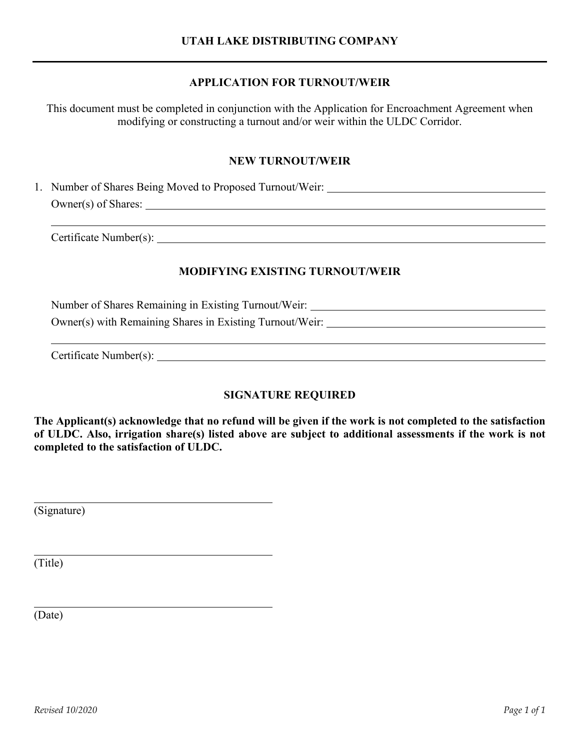# UTAH LAKE DISTRIBUTING COMPANY

## APPLICATION FOR TURNOUT/WEIR

This document must be completed in conjunction with the Application for Encroachment Agreement when modifying or constructing a turnout and/or weir within the ULDC Corridor.

### NEW TURNOUT/WEIR

1. Number of Shares Being Moved to Proposed Turnout/Weir: ______________________

   Owner(s) of Shares: ______________________

   ______________________

   Certificate Number(s): ______________________

### MODIFYING EXISTING TURNOUT/WEIR

Number of Shares Remaining in Existing Turnout/Weir: ______________________

Owner(s) with Remaining Shares in Existing Turnout/Weir: ______________________

______________________

Certificate Number(s): ______________________

### SIGNATURE REQUIRED

**The Applicant(s) acknowledge that no refund will be given if the work is not completed to the satisfaction of ULDC. Also, irrigation share(s) listed above are subject to additional assessments if the work is not completed to the satisfaction of ULDC.**

______________________
(Signature)

______________________
(Title)

______________________
(Date)

*Revised 10/2020*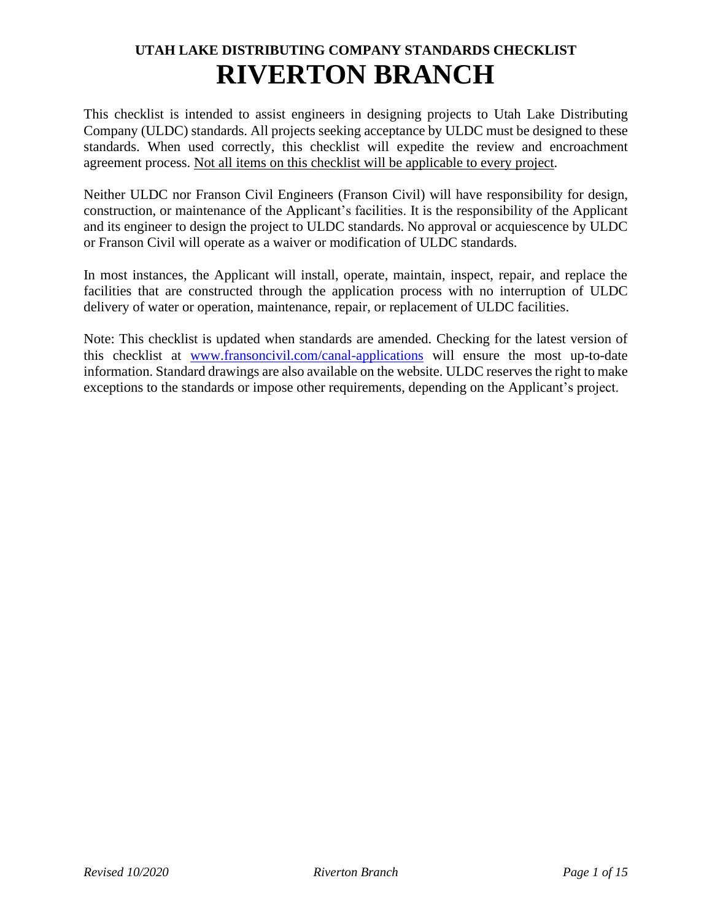# UTAH LAKE DISTRIBUTING COMPANY STANDARDS CHECKLIST

# RIVERTON BRANCH

This checklist is intended to assist engineers in designing projects to Utah Lake Distributing Company (ULDC) standards. All projects seeking acceptance by ULDC must be designed to these standards. When used correctly, this checklist will expedite the review and encroachment agreement process. <u>Not all items on this checklist will be applicable to every project</u>.

Neither ULDC nor Franson Civil Engineers (Franson Civil) will have responsibility for design, construction, or maintenance of the Applicant's facilities. It is the responsibility of the Applicant and its engineer to design the project to ULDC standards. No approval or acquiescence by ULDC or Franson Civil will operate as a waiver or modification of ULDC standards.

In most instances, the Applicant will install, operate, maintain, inspect, repair, and replace the facilities that are constructed through the application process with no interruption of ULDC delivery of water or operation, maintenance, repair, or replacement of ULDC facilities.

Note: This checklist is updated when standards are amended. Checking for the latest version of this checklist at [www.fransoncivil.com/canal-applications](http://www.fransoncivil.com/canal-applications) will ensure the most up-to-date information. Standard drawings are also available on the website. ULDC reserves the right to make exceptions to the standards or impose other requirements, depending on the Applicant's project.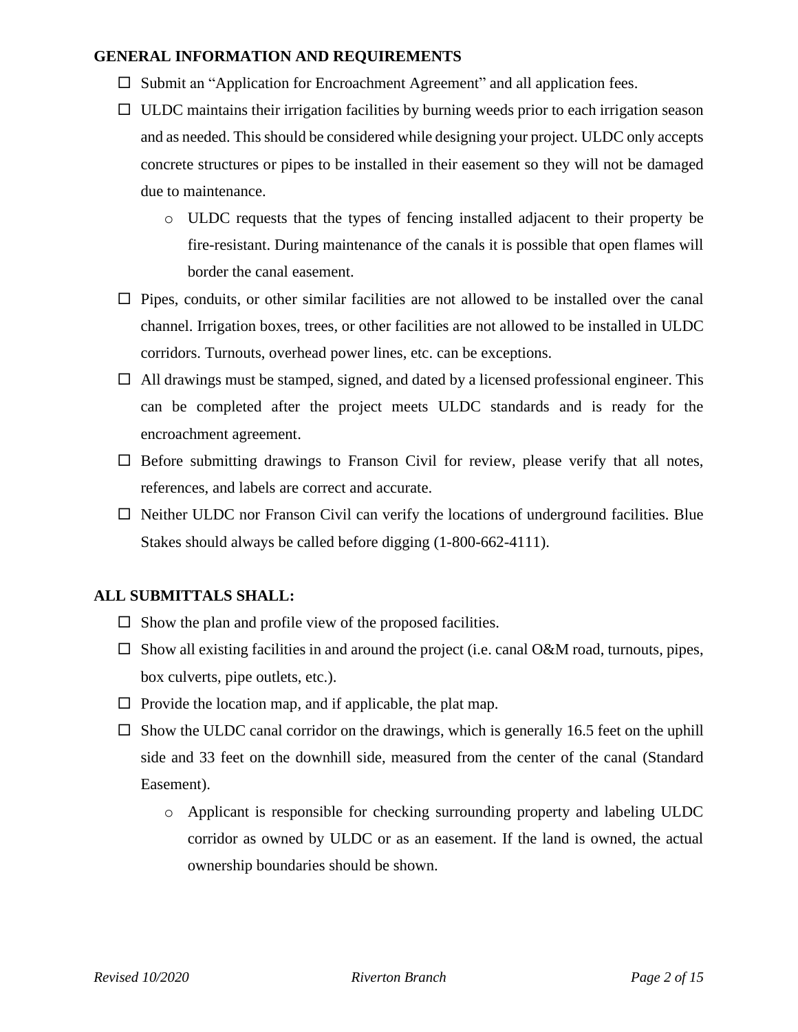## GENERAL INFORMATION AND REQUIREMENTS

- ☐ Submit an "Application for Encroachment Agreement" and all application fees.
- ☐ ULDC maintains their irrigation facilities by burning weeds prior to each irrigation season and as needed. This should be considered while designing your project. ULDC only accepts concrete structures or pipes to be installed in their easement so they will not be damaged due to maintenance.
  - ULDC requests that the types of fencing installed adjacent to their property be fire-resistant. During maintenance of the canals it is possible that open flames will border the canal easement.
- ☐ Pipes, conduits, or other similar facilities are not allowed to be installed over the canal channel. Irrigation boxes, trees, or other facilities are not allowed to be installed in ULDC corridors. Turnouts, overhead power lines, etc. can be exceptions.
- ☐ All drawings must be stamped, signed, and dated by a licensed professional engineer. This can be completed after the project meets ULDC standards and is ready for the encroachment agreement.
- ☐ Before submitting drawings to Franson Civil for review, please verify that all notes, references, and labels are correct and accurate.
- ☐ Neither ULDC nor Franson Civil can verify the locations of underground facilities. Blue Stakes should always be called before digging (1-800-662-4111).

## ALL SUBMITTALS SHALL:

- ☐ Show the plan and profile view of the proposed facilities.
- ☐ Show all existing facilities in and around the project (i.e. canal O&M road, turnouts, pipes, box culverts, pipe outlets, etc.).
- ☐ Provide the location map, and if applicable, the plat map.
- ☐ Show the ULDC canal corridor on the drawings, which is generally 16.5 feet on the uphill side and 33 feet on the downhill side, measured from the center of the canal (Standard Easement).
  - Applicant is responsible for checking surrounding property and labeling ULDC corridor as owned by ULDC or as an easement. If the land is owned, the actual ownership boundaries should be shown.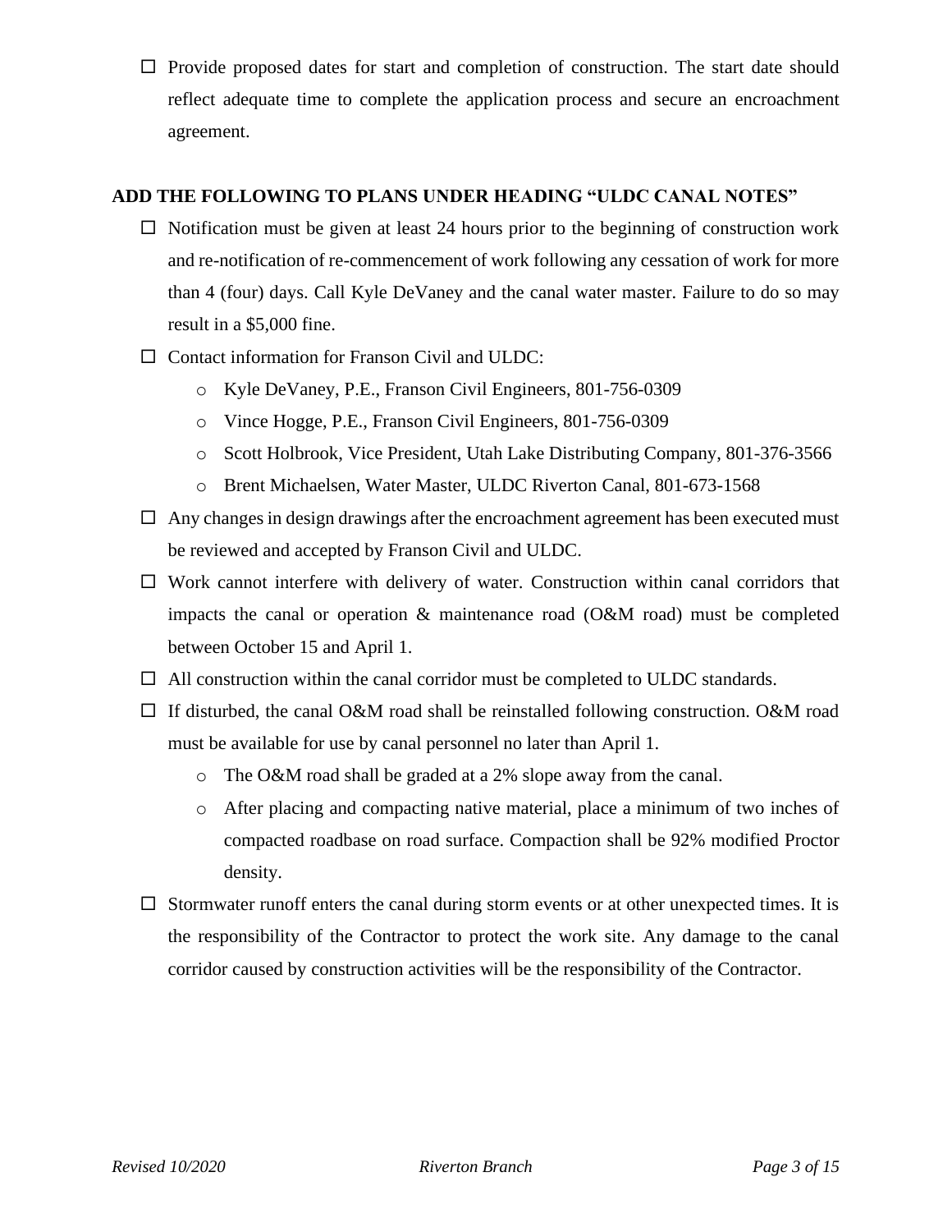☐ Provide proposed dates for start and completion of construction. The start date should reflect adequate time to complete the application process and secure an encroachment agreement.

**ADD THE FOLLOWING TO PLANS UNDER HEADING "ULDC CANAL NOTES"**

☐ Notification must be given at least 24 hours prior to the beginning of construction work and re-notification of re-commencement of work following any cessation of work for more than 4 (four) days. Call Kyle DeVaney and the canal water master. Failure to do so may result in a $5,000 fine.

☐ Contact information for Franson Civil and ULDC:

- Kyle DeVaney, P.E., Franson Civil Engineers, 801-756-0309
- Vince Hogge, P.E., Franson Civil Engineers, 801-756-0309
- Scott Holbrook, Vice President, Utah Lake Distributing Company, 801-376-3566
- Brent Michaelsen, Water Master, ULDC Riverton Canal, 801-673-1568

☐ Any changes in design drawings after the encroachment agreement has been executed must be reviewed and accepted by Franson Civil and ULDC.

☐ Work cannot interfere with delivery of water. Construction within canal corridors that impacts the canal or operation & maintenance road (O&M road) must be completed between October 15 and April 1.

☐ All construction within the canal corridor must be completed to ULDC standards.

☐ If disturbed, the canal O&M road shall be reinstalled following construction. O&M road must be available for use by canal personnel no later than April 1.

- The O&M road shall be graded at a 2% slope away from the canal.
- After placing and compacting native material, place a minimum of two inches of compacted roadbase on road surface. Compaction shall be 92% modified Proctor density.

☐ Stormwater runoff enters the canal during storm events or at other unexpected times. It is the responsibility of the Contractor to protect the work site. Any damage to the canal corridor caused by construction activities will be the responsibility of the Contractor.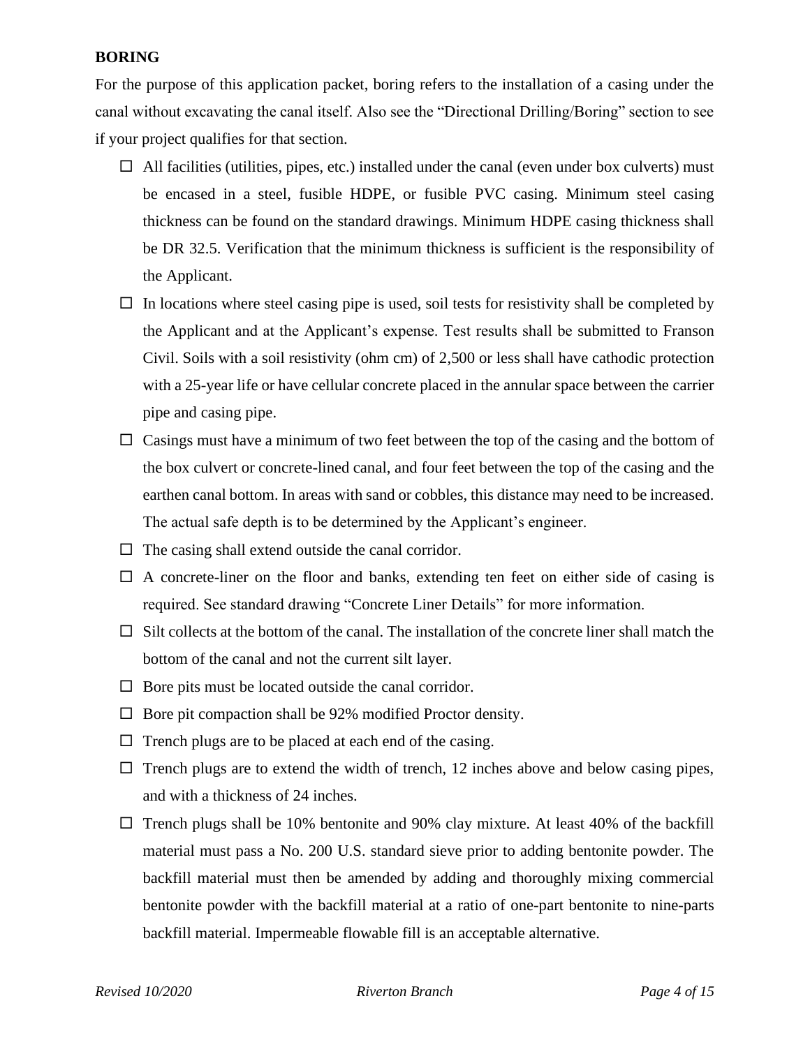## BORING

For the purpose of this application packet, boring refers to the installation of a casing under the canal without excavating the canal itself. Also see the "Directional Drilling/Boring" section to see if your project qualifies for that section.

- ☐ All facilities (utilities, pipes, etc.) installed under the canal (even under box culverts) must be encased in a steel, fusible HDPE, or fusible PVC casing. Minimum steel casing thickness can be found on the standard drawings. Minimum HDPE casing thickness shall be DR 32.5. Verification that the minimum thickness is sufficient is the responsibility of the Applicant.
- ☐ In locations where steel casing pipe is used, soil tests for resistivity shall be completed by the Applicant and at the Applicant's expense. Test results shall be submitted to Franson Civil. Soils with a soil resistivity (ohm cm) of 2,500 or less shall have cathodic protection with a 25-year life or have cellular concrete placed in the annular space between the carrier pipe and casing pipe.
- ☐ Casings must have a minimum of two feet between the top of the casing and the bottom of the box culvert or concrete-lined canal, and four feet between the top of the casing and the earthen canal bottom. In areas with sand or cobbles, this distance may need to be increased. The actual safe depth is to be determined by the Applicant's engineer.
- ☐ The casing shall extend outside the canal corridor.
- ☐ A concrete-liner on the floor and banks, extending ten feet on either side of casing is required. See standard drawing "Concrete Liner Details" for more information.
- ☐ Silt collects at the bottom of the canal. The installation of the concrete liner shall match the bottom of the canal and not the current silt layer.
- ☐ Bore pits must be located outside the canal corridor.
- ☐ Bore pit compaction shall be 92% modified Proctor density.
- ☐ Trench plugs are to be placed at each end of the casing.
- ☐ Trench plugs are to extend the width of trench, 12 inches above and below casing pipes, and with a thickness of 24 inches.
- ☐ Trench plugs shall be 10% bentonite and 90% clay mixture. At least 40% of the backfill material must pass a No. 200 U.S. standard sieve prior to adding bentonite powder. The backfill material must then be amended by adding and thoroughly mixing commercial bentonite powder with the backfill material at a ratio of one-part bentonite to nine-parts backfill material. Impermeable flowable fill is an acceptable alternative.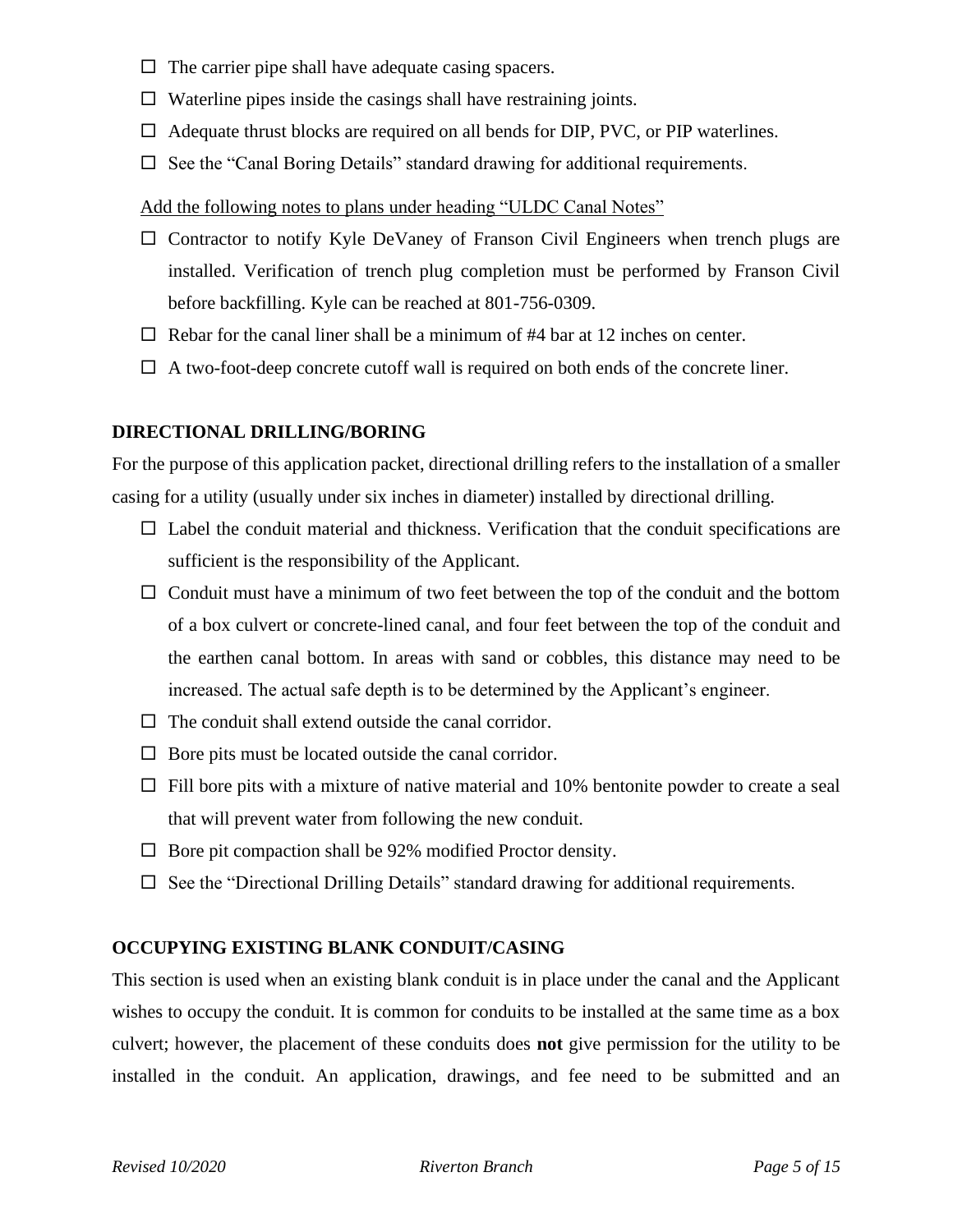- ☐ The carrier pipe shall have adequate casing spacers.
- ☐ Waterline pipes inside the casings shall have restraining joints.
- ☐ Adequate thrust blocks are required on all bends for DIP, PVC, or PIP waterlines.
- ☐ See the "Canal Boring Details" standard drawing for additional requirements.

<u>Add the following notes to plans under heading "ULDC Canal Notes"</u>

- ☐ Contractor to notify Kyle DeVaney of Franson Civil Engineers when trench plugs are installed. Verification of trench plug completion must be performed by Franson Civil before backfilling. Kyle can be reached at 801-756-0309.
- ☐ Rebar for the canal liner shall be a minimum of #4 bar at 12 inches on center.
- ☐ A two-foot-deep concrete cutoff wall is required on both ends of the concrete liner.

**DIRECTIONAL DRILLING/BORING**

For the purpose of this application packet, directional drilling refers to the installation of a smaller casing for a utility (usually under six inches in diameter) installed by directional drilling.

- ☐ Label the conduit material and thickness. Verification that the conduit specifications are sufficient is the responsibility of the Applicant.
- ☐ Conduit must have a minimum of two feet between the top of the conduit and the bottom of a box culvert or concrete-lined canal, and four feet between the top of the conduit and the earthen canal bottom. In areas with sand or cobbles, this distance may need to be increased. The actual safe depth is to be determined by the Applicant's engineer.
- ☐ The conduit shall extend outside the canal corridor.
- ☐ Bore pits must be located outside the canal corridor.
- ☐ Fill bore pits with a mixture of native material and 10% bentonite powder to create a seal that will prevent water from following the new conduit.
- ☐ Bore pit compaction shall be 92% modified Proctor density.
- ☐ See the "Directional Drilling Details" standard drawing for additional requirements.

**OCCUPYING EXISTING BLANK CONDUIT/CASING**

This section is used when an existing blank conduit is in place under the canal and the Applicant wishes to occupy the conduit. It is common for conduits to be installed at the same time as a box culvert; however, the placement of these conduits does **not** give permission for the utility to be installed in the conduit. An application, drawings, and fee need to be submitted and an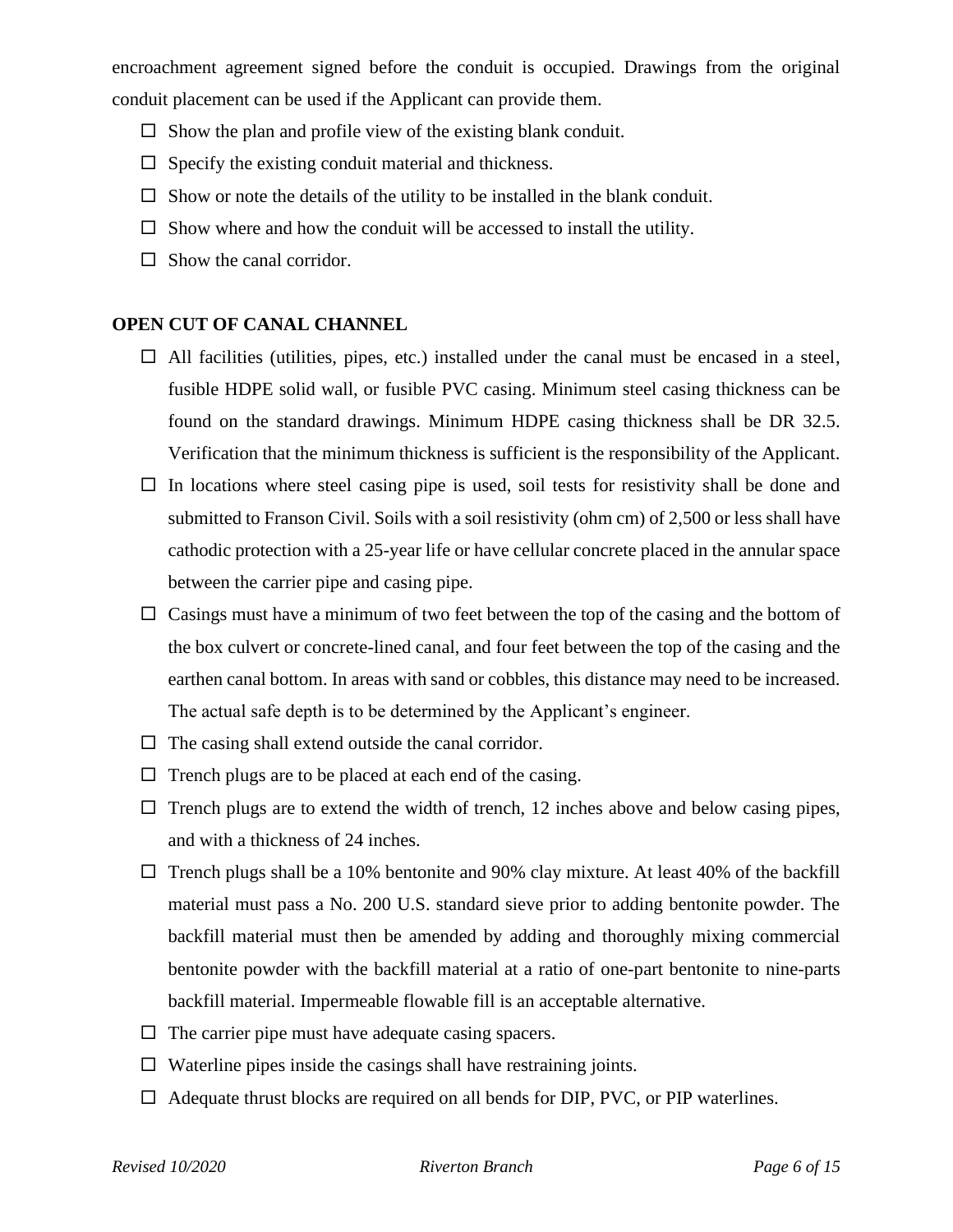encroachment agreement signed before the conduit is occupied. Drawings from the original conduit placement can be used if the Applicant can provide them.

- ☐ Show the plan and profile view of the existing blank conduit.
- ☐ Specify the existing conduit material and thickness.
- ☐ Show or note the details of the utility to be installed in the blank conduit.
- ☐ Show where and how the conduit will be accessed to install the utility.
- ☐ Show the canal corridor.

**OPEN CUT OF CANAL CHANNEL**

- ☐ All facilities (utilities, pipes, etc.) installed under the canal must be encased in a steel, fusible HDPE solid wall, or fusible PVC casing. Minimum steel casing thickness can be found on the standard drawings. Minimum HDPE casing thickness shall be DR 32.5. Verification that the minimum thickness is sufficient is the responsibility of the Applicant.
- ☐ In locations where steel casing pipe is used, soil tests for resistivity shall be done and submitted to Franson Civil. Soils with a soil resistivity (ohm cm) of 2,500 or less shall have cathodic protection with a 25-year life or have cellular concrete placed in the annular space between the carrier pipe and casing pipe.
- ☐ Casings must have a minimum of two feet between the top of the casing and the bottom of the box culvert or concrete-lined canal, and four feet between the top of the casing and the earthen canal bottom. In areas with sand or cobbles, this distance may need to be increased. The actual safe depth is to be determined by the Applicant's engineer.
- ☐ The casing shall extend outside the canal corridor.
- ☐ Trench plugs are to be placed at each end of the casing.
- ☐ Trench plugs are to extend the width of trench, 12 inches above and below casing pipes, and with a thickness of 24 inches.
- ☐ Trench plugs shall be a 10% bentonite and 90% clay mixture. At least 40% of the backfill material must pass a No. 200 U.S. standard sieve prior to adding bentonite powder. The backfill material must then be amended by adding and thoroughly mixing commercial bentonite powder with the backfill material at a ratio of one-part bentonite to nine-parts backfill material. Impermeable flowable fill is an acceptable alternative.
- ☐ The carrier pipe must have adequate casing spacers.
- ☐ Waterline pipes inside the casings shall have restraining joints.
- ☐ Adequate thrust blocks are required on all bends for DIP, PVC, or PIP waterlines.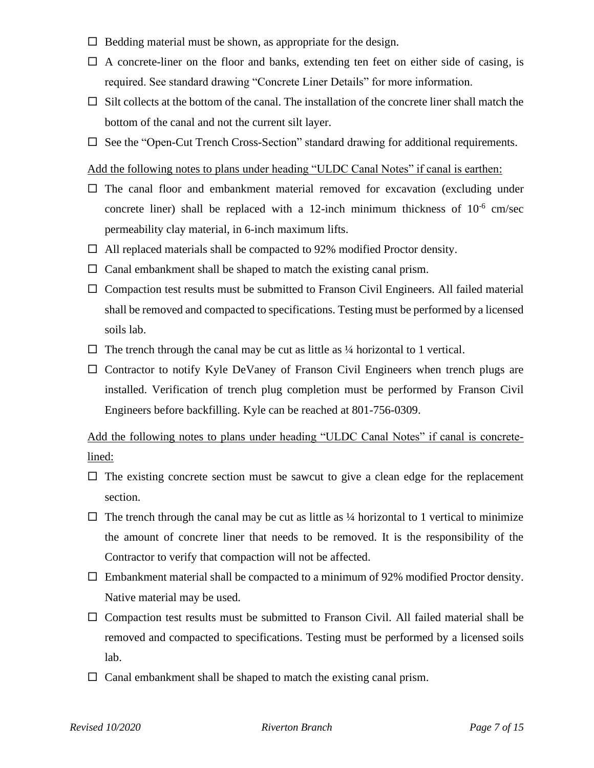- ☐ Bedding material must be shown, as appropriate for the design.
- ☐ A concrete-liner on the floor and banks, extending ten feet on either side of casing, is required. See standard drawing "Concrete Liner Details" for more information.
- ☐ Silt collects at the bottom of the canal. The installation of the concrete liner shall match the bottom of the canal and not the current silt layer.
- ☐ See the "Open-Cut Trench Cross-Section" standard drawing for additional requirements.

<u>Add the following notes to plans under heading "ULDC Canal Notes" if canal is earthen:</u>

- ☐ The canal floor and embankment material removed for excavation (excluding under concrete liner) shall be replaced with a 12-inch minimum thickness of $10^{-6}$ cm/sec permeability clay material, in 6-inch maximum lifts.
- ☐ All replaced materials shall be compacted to 92% modified Proctor density.
- ☐ Canal embankment shall be shaped to match the existing canal prism.
- ☐ Compaction test results must be submitted to Franson Civil Engineers. All failed material shall be removed and compacted to specifications. Testing must be performed by a licensed soils lab.
- ☐ The trench through the canal may be cut as little as ¼ horizontal to 1 vertical.
- ☐ Contractor to notify Kyle DeVaney of Franson Civil Engineers when trench plugs are installed. Verification of trench plug completion must be performed by Franson Civil Engineers before backfilling. Kyle can be reached at 801-756-0309.

<u>Add the following notes to plans under heading "ULDC Canal Notes" if canal is concrete-lined:</u>

- ☐ The existing concrete section must be sawcut to give a clean edge for the replacement section.
- ☐ The trench through the canal may be cut as little as ¼ horizontal to 1 vertical to minimize the amount of concrete liner that needs to be removed. It is the responsibility of the Contractor to verify that compaction will not be affected.
- ☐ Embankment material shall be compacted to a minimum of 92% modified Proctor density. Native material may be used.
- ☐ Compaction test results must be submitted to Franson Civil. All failed material shall be removed and compacted to specifications. Testing must be performed by a licensed soils lab.
- ☐ Canal embankment shall be shaped to match the existing canal prism.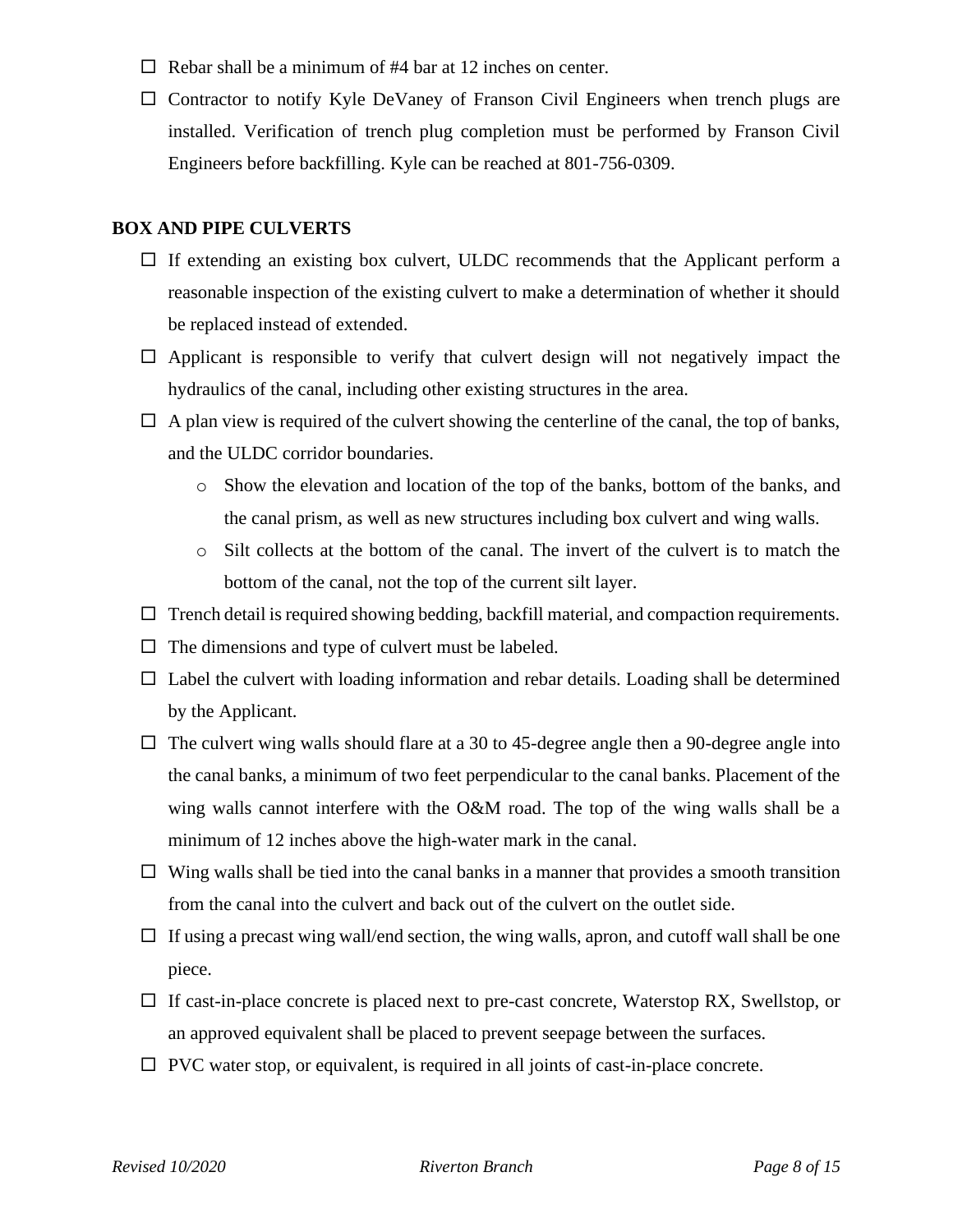- ☐ Rebar shall be a minimum of #4 bar at 12 inches on center.
- ☐ Contractor to notify Kyle DeVaney of Franson Civil Engineers when trench plugs are installed. Verification of trench plug completion must be performed by Franson Civil Engineers before backfilling. Kyle can be reached at 801-756-0309.

**BOX AND PIPE CULVERTS**

- ☐ If extending an existing box culvert, ULDC recommends that the Applicant perform a reasonable inspection of the existing culvert to make a determination of whether it should be replaced instead of extended.
- ☐ Applicant is responsible to verify that culvert design will not negatively impact the hydraulics of the canal, including other existing structures in the area.
- ☐ A plan view is required of the culvert showing the centerline of the canal, the top of banks, and the ULDC corridor boundaries.
    - Show the elevation and location of the top of the banks, bottom of the banks, and the canal prism, as well as new structures including box culvert and wing walls.
    - Silt collects at the bottom of the canal. The invert of the culvert is to match the bottom of the canal, not the top of the current silt layer.
- ☐ Trench detail is required showing bedding, backfill material, and compaction requirements.
- ☐ The dimensions and type of culvert must be labeled.
- ☐ Label the culvert with loading information and rebar details. Loading shall be determined by the Applicant.
- ☐ The culvert wing walls should flare at a 30 to 45-degree angle then a 90-degree angle into the canal banks, a minimum of two feet perpendicular to the canal banks. Placement of the wing walls cannot interfere with the O&M road. The top of the wing walls shall be a minimum of 12 inches above the high-water mark in the canal.
- ☐ Wing walls shall be tied into the canal banks in a manner that provides a smooth transition from the canal into the culvert and back out of the culvert on the outlet side.
- ☐ If using a precast wing wall/end section, the wing walls, apron, and cutoff wall shall be one piece.
- ☐ If cast-in-place concrete is placed next to pre-cast concrete, Waterstop RX, Swellstop, or an approved equivalent shall be placed to prevent seepage between the surfaces.
- ☐ PVC water stop, or equivalent, is required in all joints of cast-in-place concrete.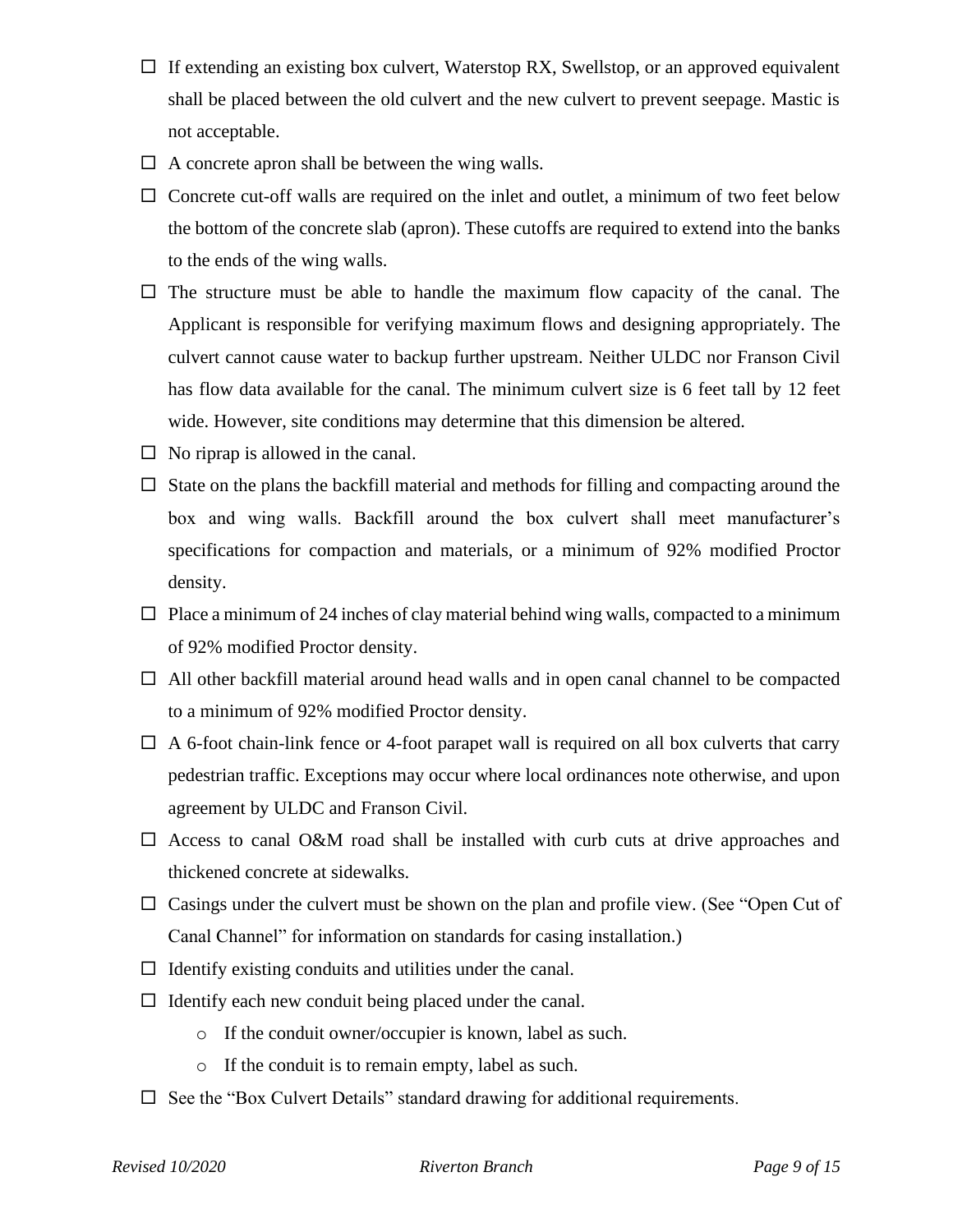- ☐ If extending an existing box culvert, Waterstop RX, Swellstop, or an approved equivalent shall be placed between the old culvert and the new culvert to prevent seepage. Mastic is not acceptable.
- ☐ A concrete apron shall be between the wing walls.
- ☐ Concrete cut-off walls are required on the inlet and outlet, a minimum of two feet below the bottom of the concrete slab (apron). These cutoffs are required to extend into the banks to the ends of the wing walls.
- ☐ The structure must be able to handle the maximum flow capacity of the canal. The Applicant is responsible for verifying maximum flows and designing appropriately. The culvert cannot cause water to backup further upstream. Neither ULDC nor Franson Civil has flow data available for the canal. The minimum culvert size is 6 feet tall by 12 feet wide. However, site conditions may determine that this dimension be altered.
- ☐ No riprap is allowed in the canal.
- ☐ State on the plans the backfill material and methods for filling and compacting around the box and wing walls. Backfill around the box culvert shall meet manufacturer's specifications for compaction and materials, or a minimum of 92% modified Proctor density.
- ☐ Place a minimum of 24 inches of clay material behind wing walls, compacted to a minimum of 92% modified Proctor density.
- ☐ All other backfill material around head walls and in open canal channel to be compacted to a minimum of 92% modified Proctor density.
- ☐ A 6-foot chain-link fence or 4-foot parapet wall is required on all box culverts that carry pedestrian traffic. Exceptions may occur where local ordinances note otherwise, and upon agreement by ULDC and Franson Civil.
- ☐ Access to canal O&M road shall be installed with curb cuts at drive approaches and thickened concrete at sidewalks.
- ☐ Casings under the culvert must be shown on the plan and profile view. (See "Open Cut of Canal Channel" for information on standards for casing installation.)
- ☐ Identify existing conduits and utilities under the canal.
- ☐ Identify each new conduit being placed under the canal.
  - If the conduit owner/occupier is known, label as such.
  - If the conduit is to remain empty, label as such.
- ☐ See the "Box Culvert Details" standard drawing for additional requirements.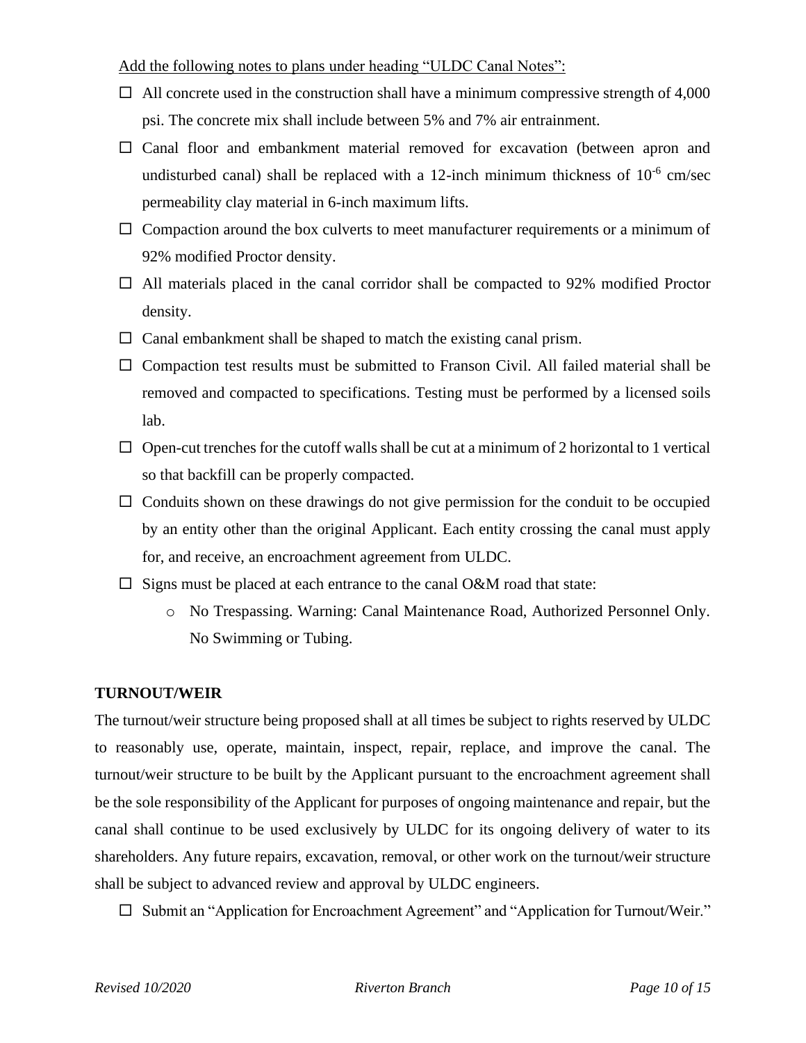Add the following notes to plans under heading "ULDC Canal Notes":

- ☐ All concrete used in the construction shall have a minimum compressive strength of 4,000 psi. The concrete mix shall include between 5% and 7% air entrainment.
- ☐ Canal floor and embankment material removed for excavation (between apron and undisturbed canal) shall be replaced with a 12-inch minimum thickness of $10^{-6}$ cm/sec permeability clay material in 6-inch maximum lifts.
- ☐ Compaction around the box culverts to meet manufacturer requirements or a minimum of 92% modified Proctor density.
- ☐ All materials placed in the canal corridor shall be compacted to 92% modified Proctor density.
- ☐ Canal embankment shall be shaped to match the existing canal prism.
- ☐ Compaction test results must be submitted to Franson Civil. All failed material shall be removed and compacted to specifications. Testing must be performed by a licensed soils lab.
- ☐ Open-cut trenches for the cutoff walls shall be cut at a minimum of 2 horizontal to 1 vertical so that backfill can be properly compacted.
- ☐ Conduits shown on these drawings do not give permission for the conduit to be occupied by an entity other than the original Applicant. Each entity crossing the canal must apply for, and receive, an encroachment agreement from ULDC.
- ☐ Signs must be placed at each entrance to the canal O&M road that state:
    - No Trespassing. Warning: Canal Maintenance Road, Authorized Personnel Only. No Swimming or Tubing.

**TURNOUT/WEIR**

The turnout/weir structure being proposed shall at all times be subject to rights reserved by ULDC to reasonably use, operate, maintain, inspect, repair, replace, and improve the canal. The turnout/weir structure to be built by the Applicant pursuant to the encroachment agreement shall be the sole responsibility of the Applicant for purposes of ongoing maintenance and repair, but the canal shall continue to be used exclusively by ULDC for its ongoing delivery of water to its shareholders. Any future repairs, excavation, removal, or other work on the turnout/weir structure shall be subject to advanced review and approval by ULDC engineers.

- ☐ Submit an "Application for Encroachment Agreement" and "Application for Turnout/Weir."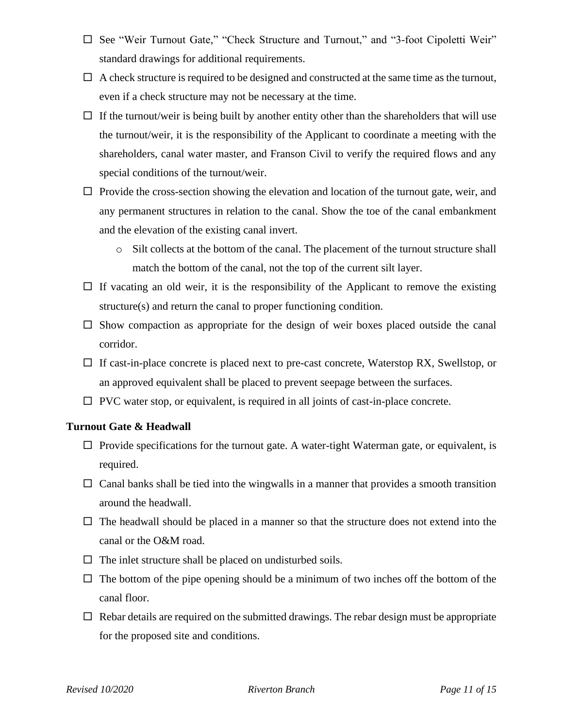- ☐ See "Weir Turnout Gate," "Check Structure and Turnout," and "3-foot Cipoletti Weir" standard drawings for additional requirements.
- ☐ A check structure is required to be designed and constructed at the same time as the turnout, even if a check structure may not be necessary at the time.
- ☐ If the turnout/weir is being built by another entity other than the shareholders that will use the turnout/weir, it is the responsibility of the Applicant to coordinate a meeting with the shareholders, canal water master, and Franson Civil to verify the required flows and any special conditions of the turnout/weir.
- ☐ Provide the cross-section showing the elevation and location of the turnout gate, weir, and any permanent structures in relation to the canal. Show the toe of the canal embankment and the elevation of the existing canal invert.
    - Silt collects at the bottom of the canal. The placement of the turnout structure shall match the bottom of the canal, not the top of the current silt layer.
- ☐ If vacating an old weir, it is the responsibility of the Applicant to remove the existing structure(s) and return the canal to proper functioning condition.
- ☐ Show compaction as appropriate for the design of weir boxes placed outside the canal corridor.
- ☐ If cast-in-place concrete is placed next to pre-cast concrete, Waterstop RX, Swellstop, or an approved equivalent shall be placed to prevent seepage between the surfaces.
- ☐ PVC water stop, or equivalent, is required in all joints of cast-in-place concrete.

**Turnout Gate & Headwall**

- ☐ Provide specifications for the turnout gate. A water-tight Waterman gate, or equivalent, is required.
- ☐ Canal banks shall be tied into the wingwalls in a manner that provides a smooth transition around the headwall.
- ☐ The headwall should be placed in a manner so that the structure does not extend into the canal or the O&M road.
- ☐ The inlet structure shall be placed on undisturbed soils.
- ☐ The bottom of the pipe opening should be a minimum of two inches off the bottom of the canal floor.
- ☐ Rebar details are required on the submitted drawings. The rebar design must be appropriate for the proposed site and conditions.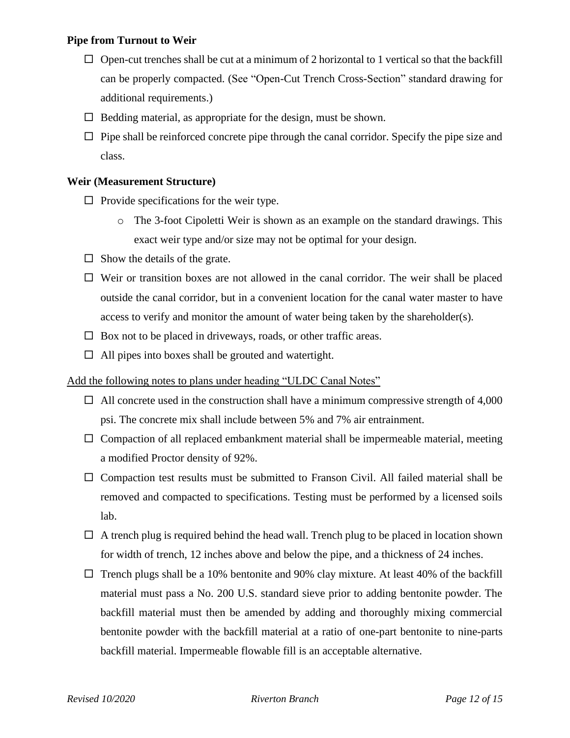**Pipe from Turnout to Weir**

- ☐ Open-cut trenches shall be cut at a minimum of 2 horizontal to 1 vertical so that the backfill can be properly compacted. (See "Open-Cut Trench Cross-Section" standard drawing for additional requirements.)
- ☐ Bedding material, as appropriate for the design, must be shown.
- ☐ Pipe shall be reinforced concrete pipe through the canal corridor. Specify the pipe size and class.

**Weir (Measurement Structure)**

- ☐ Provide specifications for the weir type.
  - The 3-foot Cipoletti Weir is shown as an example on the standard drawings. This exact weir type and/or size may not be optimal for your design.
- ☐ Show the details of the grate.
- ☐ Weir or transition boxes are not allowed in the canal corridor. The weir shall be placed outside the canal corridor, but in a convenient location for the canal water master to have access to verify and monitor the amount of water being taken by the shareholder(s).
- ☐ Box not to be placed in driveways, roads, or other traffic areas.
- ☐ All pipes into boxes shall be grouted and watertight.

<u>Add the following notes to plans under heading "ULDC Canal Notes"</u>

- ☐ All concrete used in the construction shall have a minimum compressive strength of 4,000 psi. The concrete mix shall include between 5% and 7% air entrainment.
- ☐ Compaction of all replaced embankment material shall be impermeable material, meeting a modified Proctor density of 92%.
- ☐ Compaction test results must be submitted to Franson Civil. All failed material shall be removed and compacted to specifications. Testing must be performed by a licensed soils lab.
- ☐ A trench plug is required behind the head wall. Trench plug to be placed in location shown for width of trench, 12 inches above and below the pipe, and a thickness of 24 inches.
- ☐ Trench plugs shall be a 10% bentonite and 90% clay mixture. At least 40% of the backfill material must pass a No. 200 U.S. standard sieve prior to adding bentonite powder. The backfill material must then be amended by adding and thoroughly mixing commercial bentonite powder with the backfill material at a ratio of one-part bentonite to nine-parts backfill material. Impermeable flowable fill is an acceptable alternative.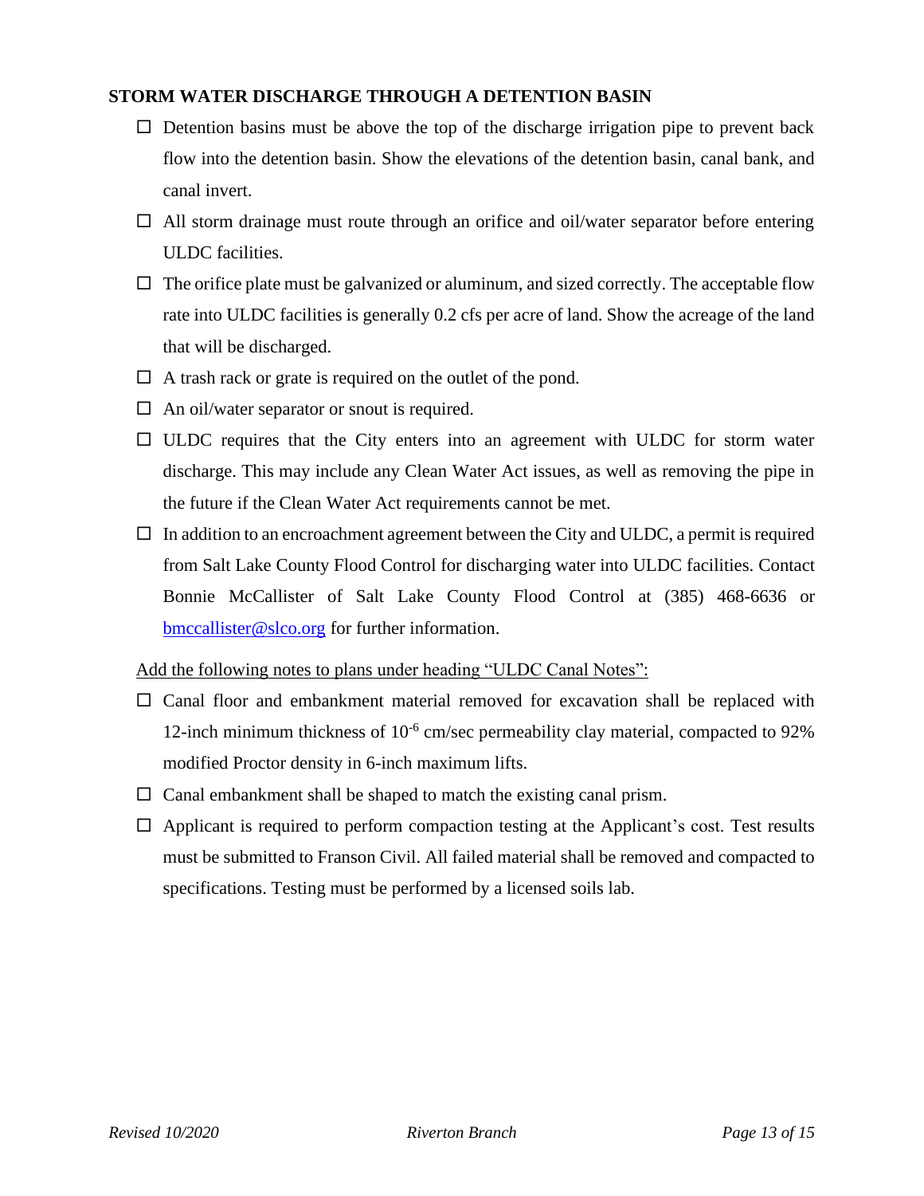## STORM WATER DISCHARGE THROUGH A DETENTION BASIN

- ☐ Detention basins must be above the top of the discharge irrigation pipe to prevent back flow into the detention basin. Show the elevations of the detention basin, canal bank, and canal invert.
- ☐ All storm drainage must route through an orifice and oil/water separator before entering ULDC facilities.
- ☐ The orifice plate must be galvanized or aluminum, and sized correctly. The acceptable flow rate into ULDC facilities is generally 0.2 cfs per acre of land. Show the acreage of the land that will be discharged.
- ☐ A trash rack or grate is required on the outlet of the pond.
- ☐ An oil/water separator or snout is required.
- ☐ ULDC requires that the City enters into an agreement with ULDC for storm water discharge. This may include any Clean Water Act issues, as well as removing the pipe in the future if the Clean Water Act requirements cannot be met.
- ☐ In addition to an encroachment agreement between the City and ULDC, a permit is required from Salt Lake County Flood Control for discharging water into ULDC facilities. Contact Bonnie McCallister of Salt Lake County Flood Control at (385) 468-6636 or [bmccallister@slco.org](mailto:bmccallister@slco.org) for further information.

<u>Add the following notes to plans under heading "ULDC Canal Notes":</u>

- ☐ Canal floor and embankment material removed for excavation shall be replaced with 12-inch minimum thickness of $10^{-6}$ cm/sec permeability clay material, compacted to 92% modified Proctor density in 6-inch maximum lifts.
- ☐ Canal embankment shall be shaped to match the existing canal prism.
- ☐ Applicant is required to perform compaction testing at the Applicant's cost. Test results must be submitted to Franson Civil. All failed material shall be removed and compacted to specifications. Testing must be performed by a licensed soils lab.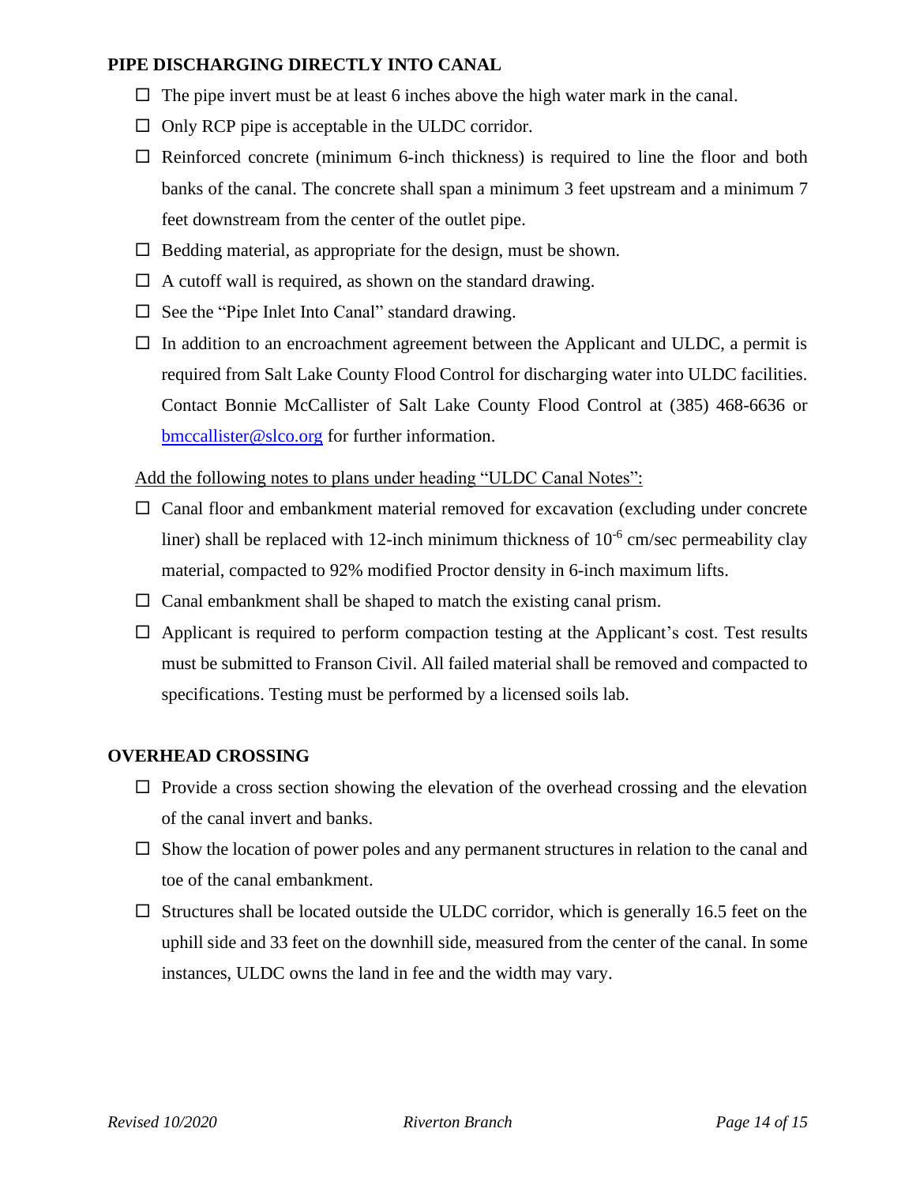**PIPE DISCHARGING DIRECTLY INTO CANAL**

- ☐ The pipe invert must be at least 6 inches above the high water mark in the canal.
- ☐ Only RCP pipe is acceptable in the ULDC corridor.
- ☐ Reinforced concrete (minimum 6-inch thickness) is required to line the floor and both banks of the canal. The concrete shall span a minimum 3 feet upstream and a minimum 7 feet downstream from the center of the outlet pipe.
- ☐ Bedding material, as appropriate for the design, must be shown.
- ☐ A cutoff wall is required, as shown on the standard drawing.
- ☐ See the "Pipe Inlet Into Canal" standard drawing.
- ☐ In addition to an encroachment agreement between the Applicant and ULDC, a permit is required from Salt Lake County Flood Control for discharging water into ULDC facilities. Contact Bonnie McCallister of Salt Lake County Flood Control at (385) 468-6636 or bmccallister@slco.org for further information.

Add the following notes to plans under heading "ULDC Canal Notes":

- ☐ Canal floor and embankment material removed for excavation (excluding under concrete liner) shall be replaced with 12-inch minimum thickness of $10^{-6}$ cm/sec permeability clay material, compacted to 92% modified Proctor density in 6-inch maximum lifts.
- ☐ Canal embankment shall be shaped to match the existing canal prism.
- ☐ Applicant is required to perform compaction testing at the Applicant's cost. Test results must be submitted to Franson Civil. All failed material shall be removed and compacted to specifications. Testing must be performed by a licensed soils lab.

**OVERHEAD CROSSING**

- ☐ Provide a cross section showing the elevation of the overhead crossing and the elevation of the canal invert and banks.
- ☐ Show the location of power poles and any permanent structures in relation to the canal and toe of the canal embankment.
- ☐ Structures shall be located outside the ULDC corridor, which is generally 16.5 feet on the uphill side and 33 feet on the downhill side, measured from the center of the canal. In some instances, ULDC owns the land in fee and the width may vary.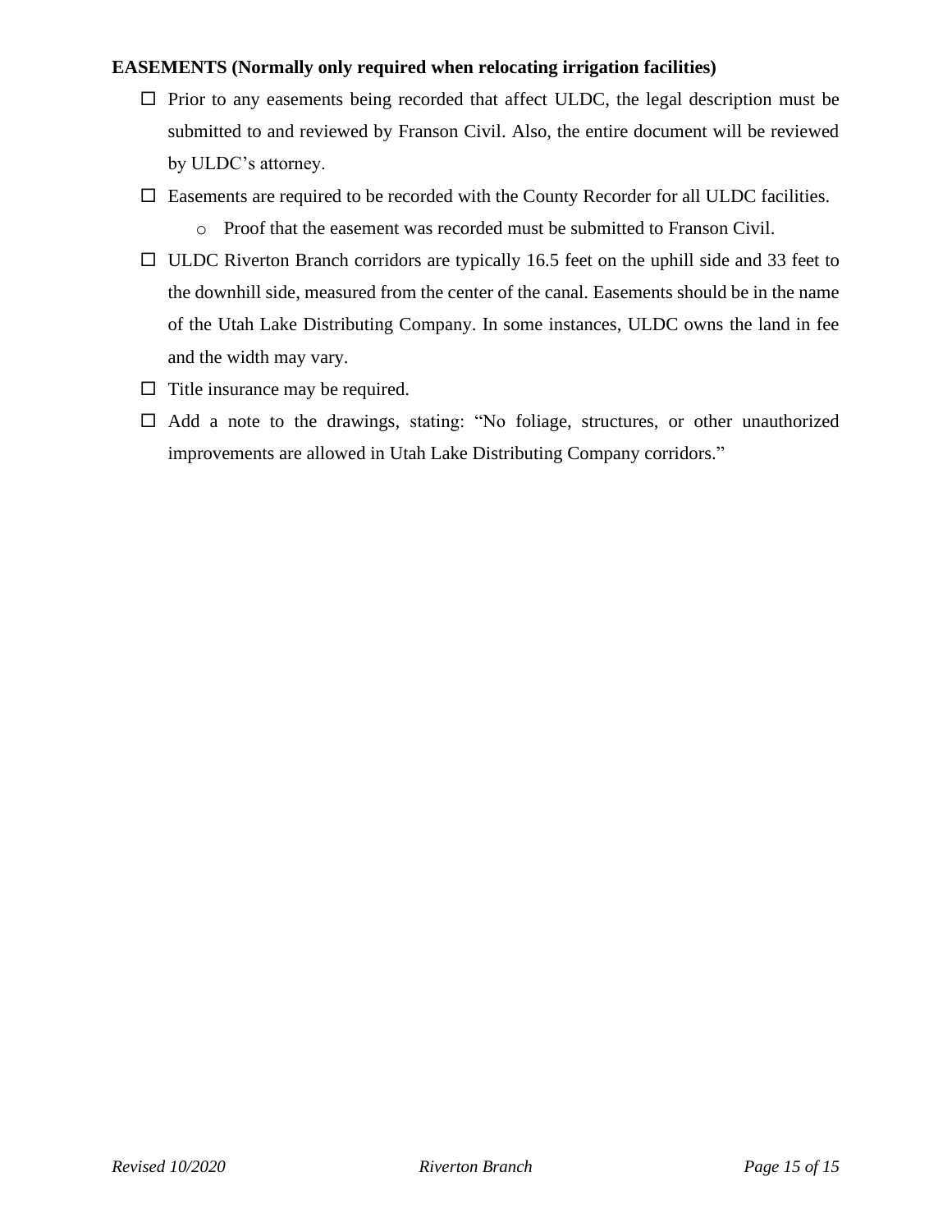**EASEMENTS (Normally only required when relocating irrigation facilities)**

- ☐ Prior to any easements being recorded that affect ULDC, the legal description must be submitted to and reviewed by Franson Civil. Also, the entire document will be reviewed by ULDC's attorney.
- ☐ Easements are required to be recorded with the County Recorder for all ULDC facilities.
  - Proof that the easement was recorded must be submitted to Franson Civil.
- ☐ ULDC Riverton Branch corridors are typically 16.5 feet on the uphill side and 33 feet to the downhill side, measured from the center of the canal. Easements should be in the name of the Utah Lake Distributing Company. In some instances, ULDC owns the land in fee and the width may vary.
- ☐ Title insurance may be required.
- ☐ Add a note to the drawings, stating: "No foliage, structures, or other unauthorized improvements are allowed in Utah Lake Distributing Company corridors."